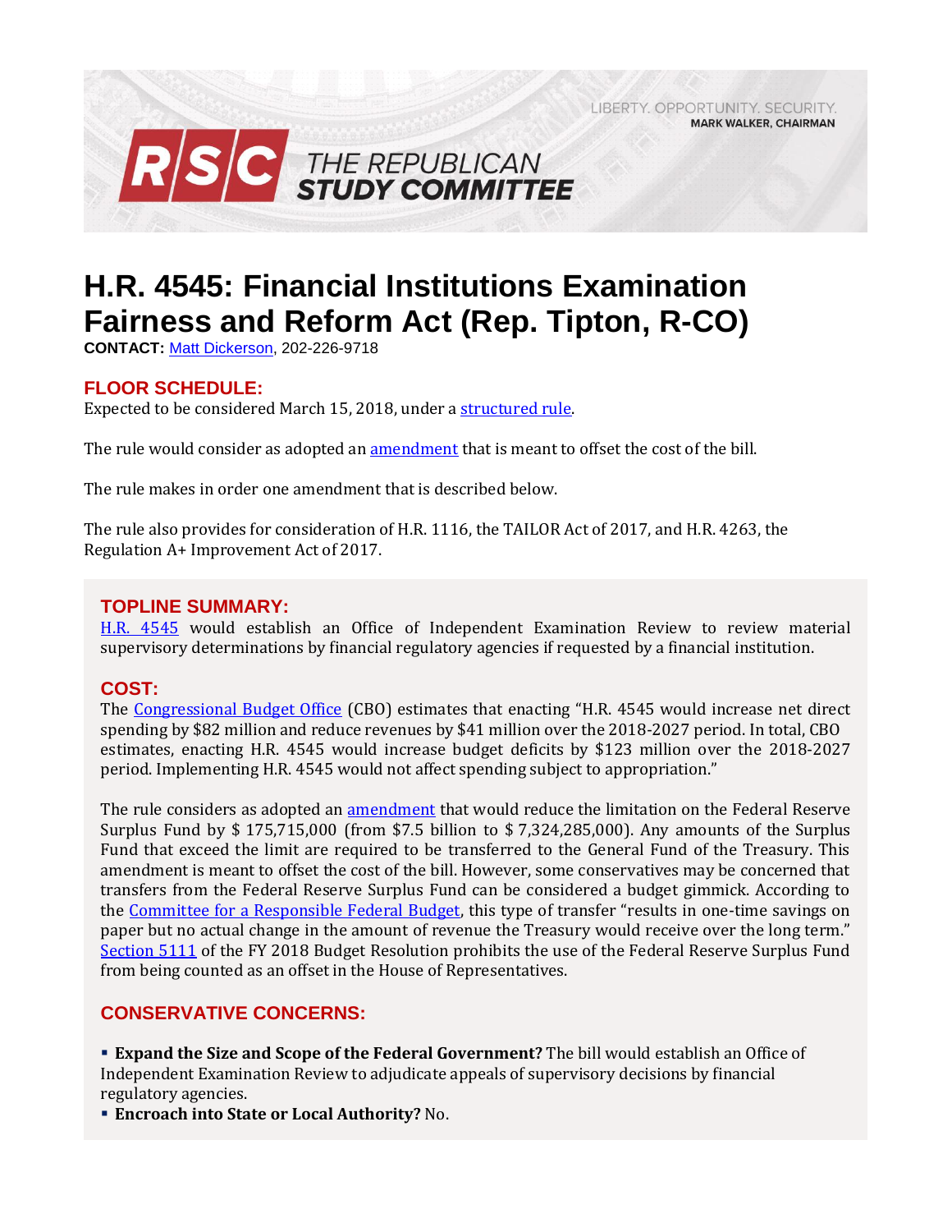LIBERTY. OPPORTUNITY. SECURITY.
**MARK WALKER, CHAIRMAN**

**RSC THE REPUBLICAN STUDY COMMITTEE**

# H.R. 4545: Financial Institutions Examination Fairness and Reform Act (Rep. Tipton, R-CO)

**CONTACT:** Matt Dickerson, 202-226-9718

## FLOOR SCHEDULE:

Expected to be considered March 15, 2018, under a structured rule.

The rule would consider as adopted an amendment that is meant to offset the cost of the bill.

The rule makes in order one amendment that is described below.

The rule also provides for consideration of H.R. 1116, the TAILOR Act of 2017, and H.R. 4263, the Regulation A+ Improvement Act of 2017.

## TOPLINE SUMMARY:

H.R. 4545 would establish an Office of Independent Examination Review to review material supervisory determinations by financial regulatory agencies if requested by a financial institution.

## COST:

The Congressional Budget Office (CBO) estimates that enacting "H.R. 4545 would increase net direct spending by $82 million and reduce revenues by $41 million over the 2018-2027 period. In total, CBO estimates, enacting H.R. 4545 would increase budget deficits by $123 million over the 2018-2027 period. Implementing H.R. 4545 would not affect spending subject to appropriation."

The rule considers as adopted an amendment that would reduce the limitation on the Federal Reserve Surplus Fund by $ 175,715,000 (from $7.5 billion to $ 7,324,285,000). Any amounts of the Surplus Fund that exceed the limit are required to be transferred to the General Fund of the Treasury. This amendment is meant to offset the cost of the bill. However, some conservatives may be concerned that transfers from the Federal Reserve Surplus Fund can be considered a budget gimmick. According to the Committee for a Responsible Federal Budget, this type of transfer "results in one-time savings on paper but no actual change in the amount of revenue the Treasury would receive over the long term." Section 5111 of the FY 2018 Budget Resolution prohibits the use of the Federal Reserve Surplus Fund from being counted as an offset in the House of Representatives.

## CONSERVATIVE CONCERNS:

- **Expand the Size and Scope of the Federal Government?** The bill would establish an Office of Independent Examination Review to adjudicate appeals of supervisory decisions by financial regulatory agencies.
- **Encroach into State or Local Authority?** No.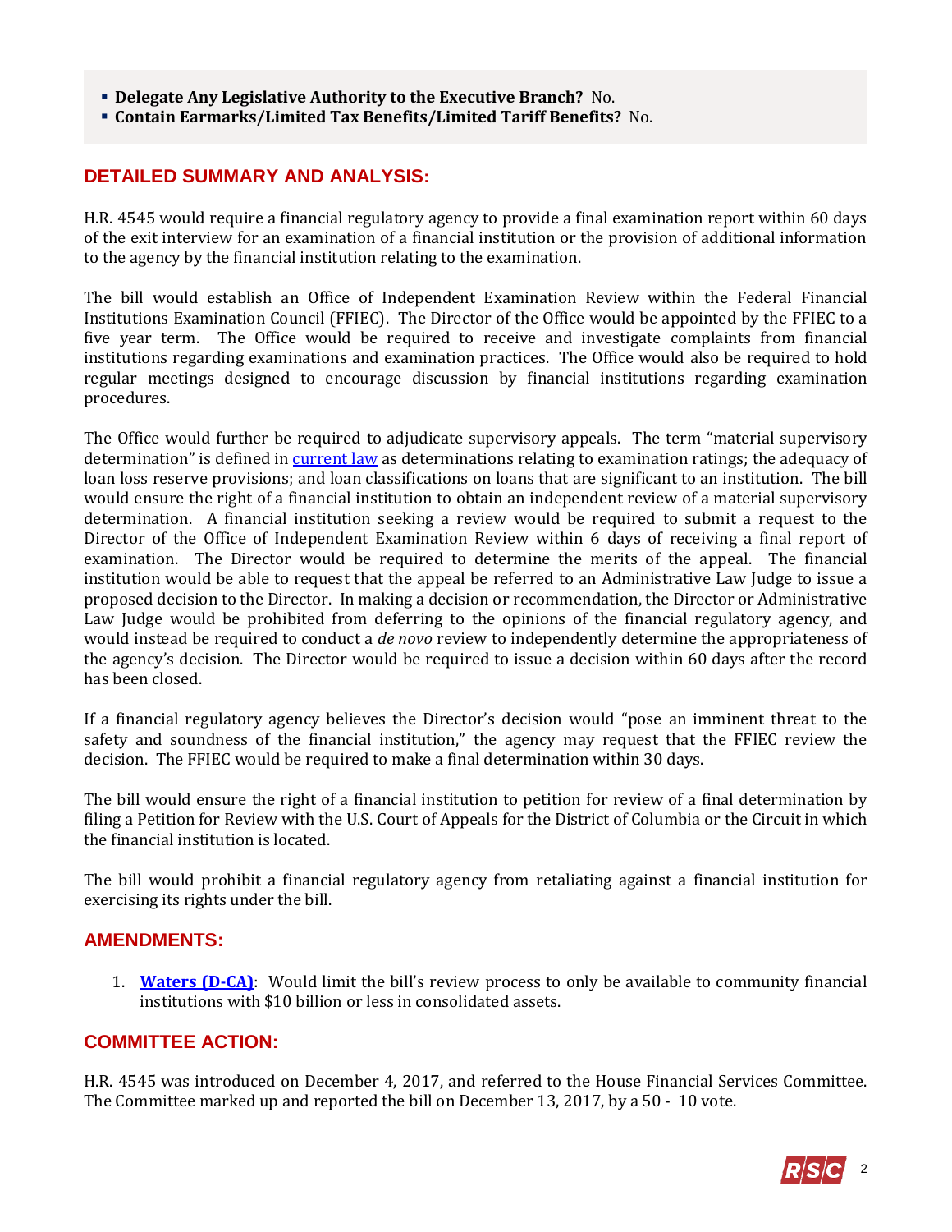- **Delegate Any Legislative Authority to the Executive Branch?** No.
- **Contain Earmarks/Limited Tax Benefits/Limited Tariff Benefits?** No.

## DETAILED SUMMARY AND ANALYSIS:

H.R. 4545 would require a financial regulatory agency to provide a final examination report within 60 days of the exit interview for an examination of a financial institution or the provision of additional information to the agency by the financial institution relating to the examination.

The bill would establish an Office of Independent Examination Review within the Federal Financial Institutions Examination Council (FFIEC). The Director of the Office would be appointed by the FFIEC to a five year term. The Office would be required to receive and investigate complaints from financial institutions regarding examinations and examination practices. The Office would also be required to hold regular meetings designed to encourage discussion by financial institutions regarding examination procedures.

The Office would further be required to adjudicate supervisory appeals. The term "material supervisory determination" is defined in current law as determinations relating to examination ratings; the adequacy of loan loss reserve provisions; and loan classifications on loans that are significant to an institution. The bill would ensure the right of a financial institution to obtain an independent review of a material supervisory determination. A financial institution seeking a review would be required to submit a request to the Director of the Office of Independent Examination Review within 6 days of receiving a final report of examination. The Director would be required to determine the merits of the appeal. The financial institution would be able to request that the appeal be referred to an Administrative Law Judge to issue a proposed decision to the Director. In making a decision or recommendation, the Director or Administrative Law Judge would be prohibited from deferring to the opinions of the financial regulatory agency, and would instead be required to conduct a *de novo* review to independently determine the appropriateness of the agency's decision. The Director would be required to issue a decision within 60 days after the record has been closed.

If a financial regulatory agency believes the Director's decision would "pose an imminent threat to the safety and soundness of the financial institution," the agency may request that the FFIEC review the decision. The FFIEC would be required to make a final determination within 30 days.

The bill would ensure the right of a financial institution to petition for review of a final determination by filing a Petition for Review with the U.S. Court of Appeals for the District of Columbia or the Circuit in which the financial institution is located.

The bill would prohibit a financial regulatory agency from retaliating against a financial institution for exercising its rights under the bill.

## AMENDMENTS:

1. **Waters (D-CA)**: Would limit the bill's review process to only be available to community financial institutions with $10 billion or less in consolidated assets.

## COMMITTEE ACTION:

H.R. 4545 was introduced on December 4, 2017, and referred to the House Financial Services Committee. The Committee marked up and reported the bill on December 13, 2017, by a 50 - 10 vote.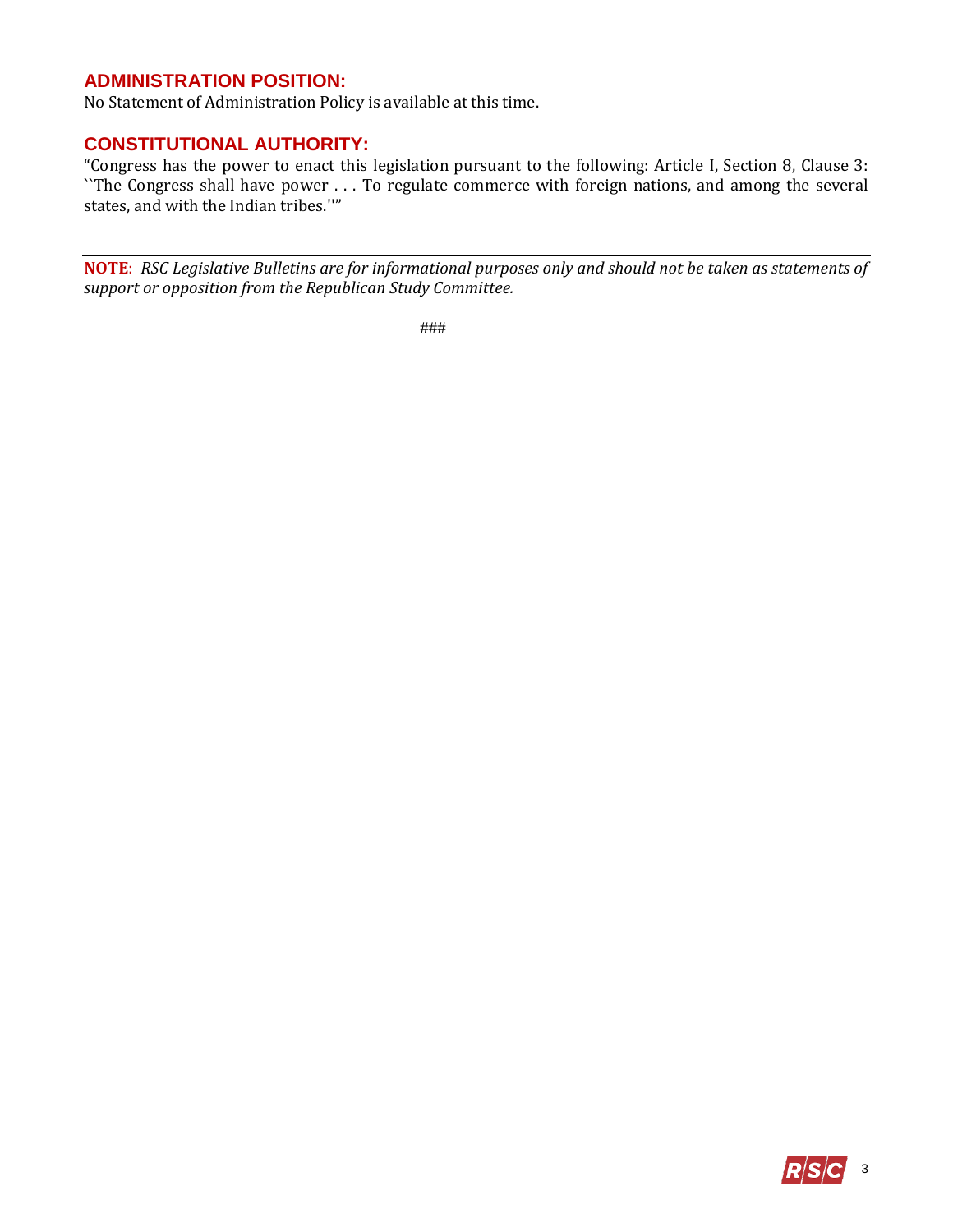## ADMINISTRATION POSITION:

No Statement of Administration Policy is available at this time.

## CONSTITUTIONAL AUTHORITY:

"Congress has the power to enact this legislation pursuant to the following: Article I, Section 8, Clause 3: ``The Congress shall have power . . . To regulate commerce with foreign nations, and among the several states, and with the Indian tribes.''"

---

**NOTE**: *RSC Legislative Bulletins are for informational purposes only and should not be taken as statements of support or opposition from the Republican Study Committee.*

###